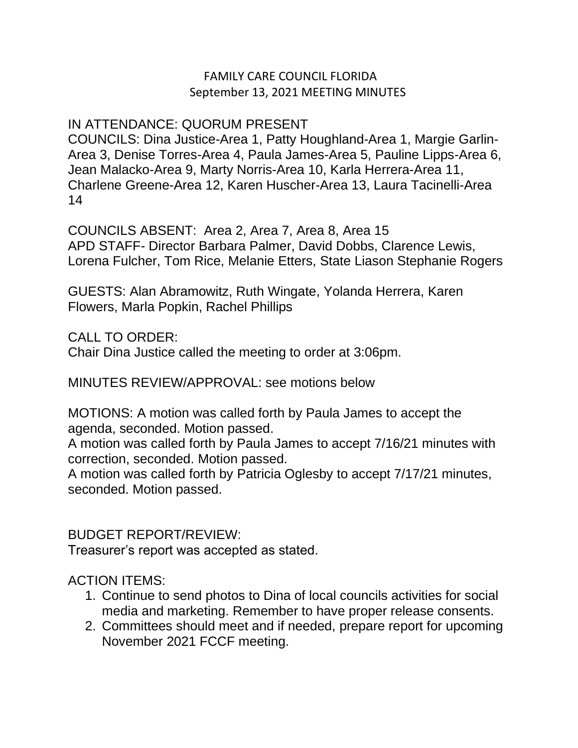# FAMILY CARE COUNCIL FLORIDA
## September 13, 2021 MEETING MINUTES

IN ATTENDANCE: QUORUM PRESENT
COUNCILS: Dina Justice-Area 1, Patty Houghland-Area 1, Margie Garlin-Area 3, Denise Torres-Area 4, Paula James-Area 5, Pauline Lipps-Area 6, Jean Malacko-Area 9, Marty Norris-Area 10, Karla Herrera-Area 11, Charlene Greene-Area 12, Karen Huscher-Area 13, Laura Tacinelli-Area 14

COUNCILS ABSENT: Area 2, Area 7, Area 8, Area 15
APD STAFF- Director Barbara Palmer, David Dobbs, Clarence Lewis, Lorena Fulcher, Tom Rice, Melanie Etters, State Liason Stephanie Rogers

GUESTS: Alan Abramowitz, Ruth Wingate, Yolanda Herrera, Karen Flowers, Marla Popkin, Rachel Phillips

CALL TO ORDER:
Chair Dina Justice called the meeting to order at 3:06pm.

MINUTES REVIEW/APPROVAL: see motions below

MOTIONS: A motion was called forth by Paula James to accept the agenda, seconded. Motion passed.
A motion was called forth by Paula James to accept 7/16/21 minutes with correction, seconded. Motion passed.
A motion was called forth by Patricia Oglesby to accept 7/17/21 minutes, seconded. Motion passed.

BUDGET REPORT/REVIEW:
Treasurer's report was accepted as stated.

ACTION ITEMS:

1. Continue to send photos to Dina of local councils activities for social media and marketing. Remember to have proper release consents.
2. Committees should meet and if needed, prepare report for upcoming November 2021 FCCF meeting.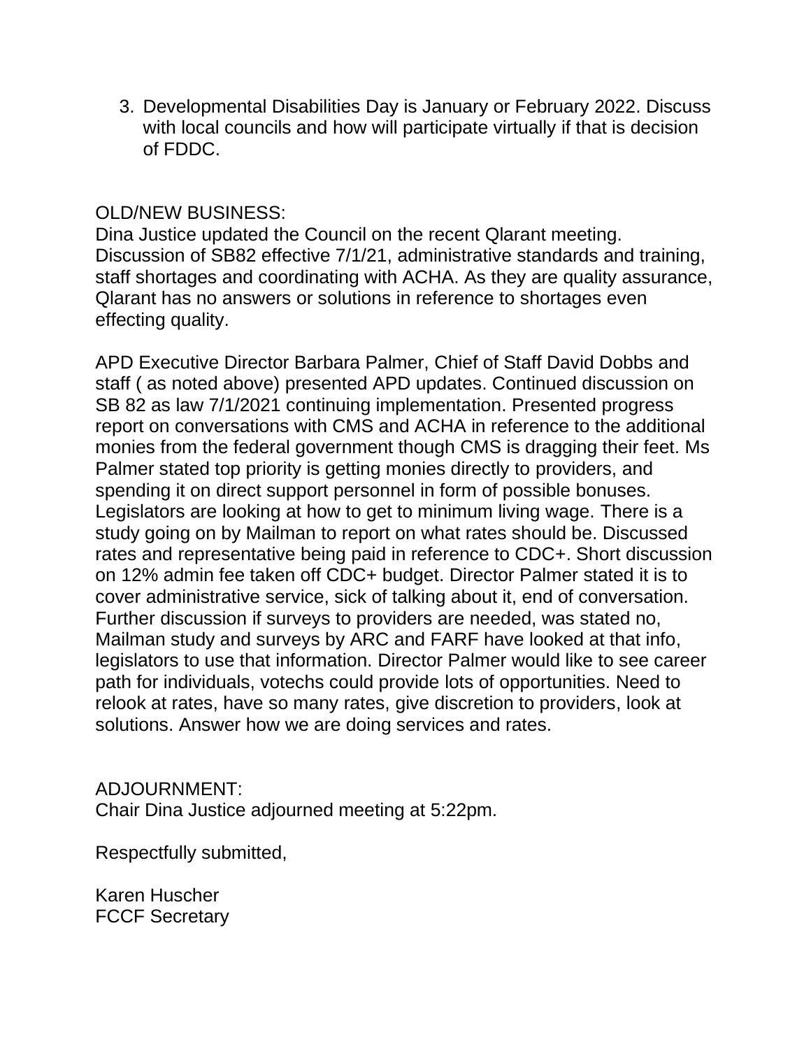3. Developmental Disabilities Day is January or February 2022. Discuss with local councils and how will participate virtually if that is decision of FDDC.

OLD/NEW BUSINESS:
Dina Justice updated the Council on the recent Qlarant meeting. Discussion of SB82 effective 7/1/21, administrative standards and training, staff shortages and coordinating with ACHA. As they are quality assurance, Qlarant has no answers or solutions in reference to shortages even effecting quality.

APD Executive Director Barbara Palmer, Chief of Staff David Dobbs and staff ( as noted above) presented APD updates. Continued discussion on SB 82 as law 7/1/2021 continuing implementation. Presented progress report on conversations with CMS and ACHA in reference to the additional monies from the federal government though CMS is dragging their feet. Ms Palmer stated top priority is getting monies directly to providers, and spending it on direct support personnel in form of possible bonuses. Legislators are looking at how to get to minimum living wage. There is a study going on by Mailman to report on what rates should be. Discussed rates and representative being paid in reference to CDC+. Short discussion on 12% admin fee taken off CDC+ budget. Director Palmer stated it is to cover administrative service, sick of talking about it, end of conversation. Further discussion if surveys to providers are needed, was stated no, Mailman study and surveys by ARC and FARF have looked at that info, legislators to use that information. Director Palmer would like to see career path for individuals, votechs could provide lots of opportunities. Need to relook at rates, have so many rates, give discretion to providers, look at solutions. Answer how we are doing services and rates.

ADJOURNMENT:
Chair Dina Justice adjourned meeting at 5:22pm.

Respectfully submitted,

Karen Huscher
FCCF Secretary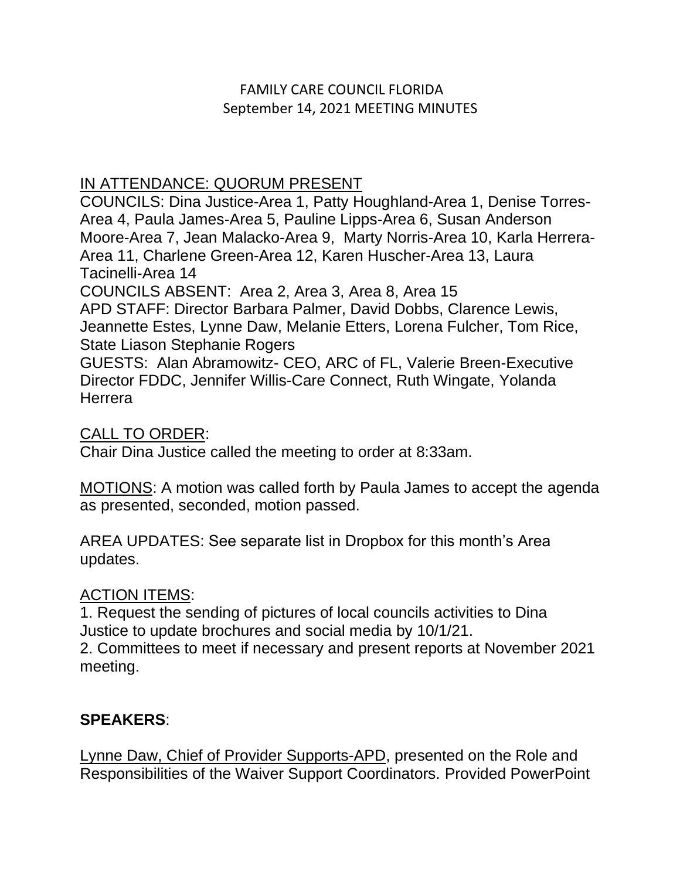FAMILY CARE COUNCIL FLORIDA
September 14, 2021 MEETING MINUTES

<u>IN ATTENDANCE: QUORUM PRESENT</u>

COUNCILS: Dina Justice-Area 1, Patty Houghland-Area 1, Denise Torres-Area 4, Paula James-Area 5, Pauline Lipps-Area 6, Susan Anderson Moore-Area 7, Jean Malacko-Area 9, Marty Norris-Area 10, Karla Herrera-Area 11, Charlene Green-Area 12, Karen Huscher-Area 13, Laura Tacinelli-Area 14

COUNCILS ABSENT: Area 2, Area 3, Area 8, Area 15

APD STAFF: Director Barbara Palmer, David Dobbs, Clarence Lewis, Jeannette Estes, Lynne Daw, Melanie Etters, Lorena Fulcher, Tom Rice, State Liason Stephanie Rogers

GUESTS: Alan Abramowitz- CEO, ARC of FL, Valerie Breen-Executive Director FDDC, Jennifer Willis-Care Connect, Ruth Wingate, Yolanda Herrera

<u>CALL TO ORDER</u>:

Chair Dina Justice called the meeting to order at 8:33am.

<u>MOTIONS</u>: A motion was called forth by Paula James to accept the agenda as presented, seconded, motion passed.

AREA UPDATES: See separate list in Dropbox for this month's Area updates.

<u>ACTION ITEMS</u>:

1. Request the sending of pictures of local councils activities to Dina Justice to update brochures and social media by 10/1/21.
2. Committees to meet if necessary and present reports at November 2021 meeting.

**SPEAKERS**:

<u>Lynne Daw, Chief of Provider Supports-APD</u>, presented on the Role and Responsibilities of the Waiver Support Coordinators. Provided PowerPoint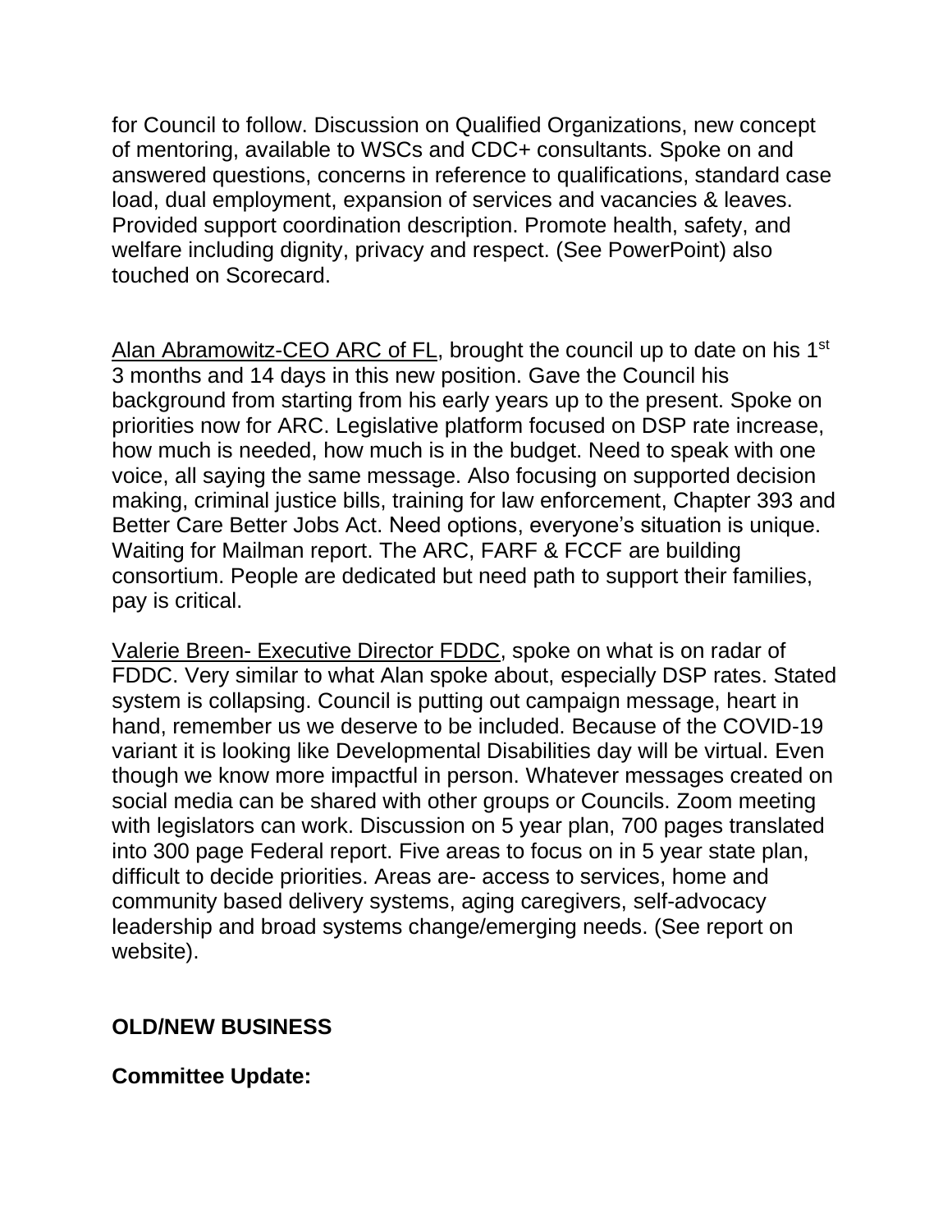for Council to follow. Discussion on Qualified Organizations, new concept of mentoring, available to WSCs and CDC+ consultants. Spoke on and answered questions, concerns in reference to qualifications, standard case load, dual employment, expansion of services and vacancies & leaves. Provided support coordination description. Promote health, safety, and welfare including dignity, privacy and respect. (See PowerPoint) also touched on Scorecard.

Alan Abramowitz-CEO ARC of FL, brought the council up to date on his 1st 3 months and 14 days in this new position. Gave the Council his background from starting from his early years up to the present. Spoke on priorities now for ARC. Legislative platform focused on DSP rate increase, how much is needed, how much is in the budget. Need to speak with one voice, all saying the same message. Also focusing on supported decision making, criminal justice bills, training for law enforcement, Chapter 393 and Better Care Better Jobs Act. Need options, everyone's situation is unique. Waiting for Mailman report. The ARC, FARF & FCCF are building consortium. People are dedicated but need path to support their families, pay is critical.

Valerie Breen- Executive Director FDDC, spoke on what is on radar of FDDC. Very similar to what Alan spoke about, especially DSP rates. Stated system is collapsing. Council is putting out campaign message, heart in hand, remember us we deserve to be included. Because of the COVID-19 variant it is looking like Developmental Disabilities day will be virtual. Even though we know more impactful in person. Whatever messages created on social media can be shared with other groups or Councils. Zoom meeting with legislators can work. Discussion on 5 year plan, 700 pages translated into 300 page Federal report. Five areas to focus on in 5 year state plan, difficult to decide priorities. Areas are- access to services, home and community based delivery systems, aging caregivers, self-advocacy leadership and broad systems change/emerging needs. (See report on website).

**OLD/NEW BUSINESS**

**Committee Update:**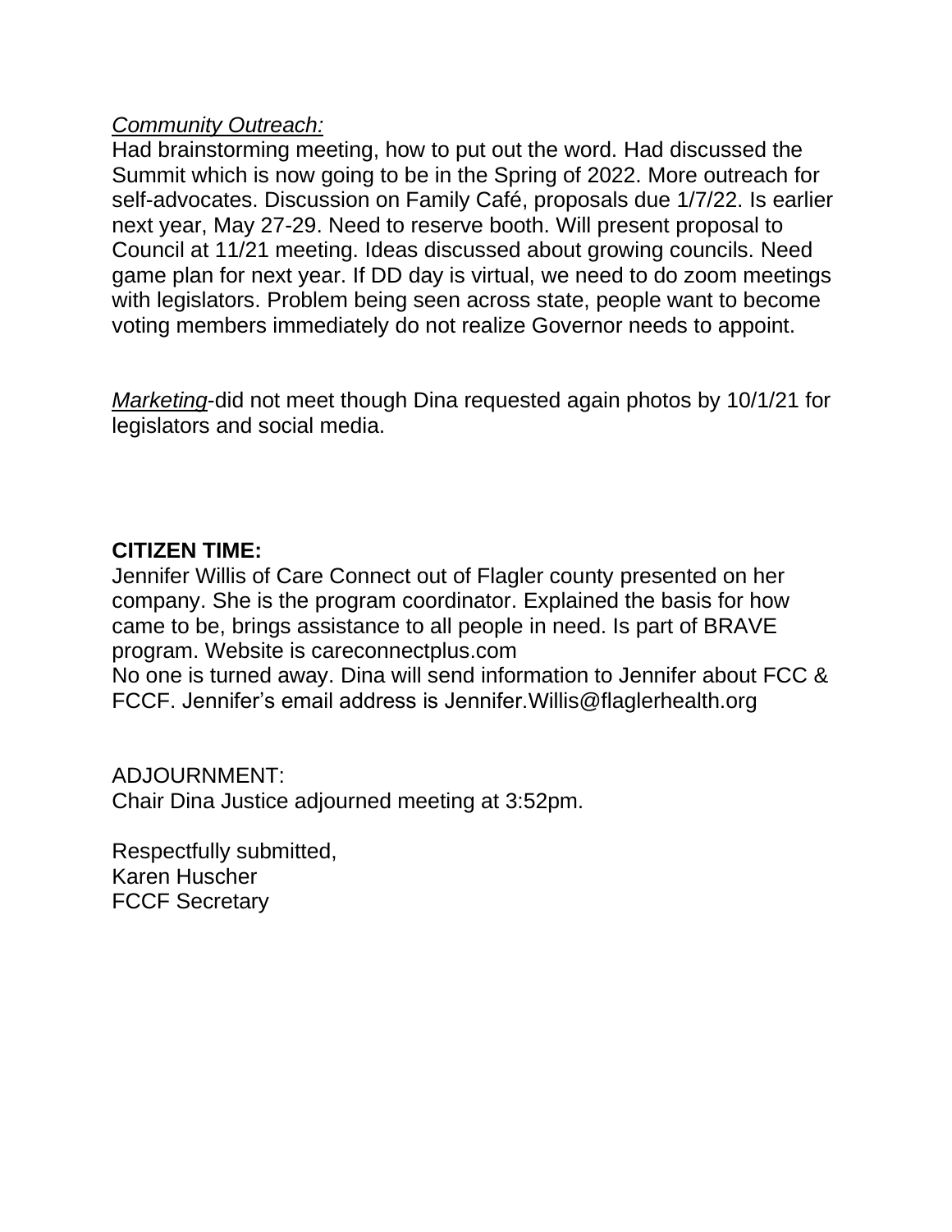*Community Outreach:*
Had brainstorming meeting, how to put out the word. Had discussed the Summit which is now going to be in the Spring of 2022. More outreach for self-advocates. Discussion on Family Café, proposals due 1/7/22. Is earlier next year, May 27-29. Need to reserve booth. Will present proposal to Council at 11/21 meeting. Ideas discussed about growing councils. Need game plan for next year. If DD day is virtual, we need to do zoom meetings with legislators. Problem being seen across state, people want to become voting members immediately do not realize Governor needs to appoint.

*Marketing*-did not meet though Dina requested again photos by 10/1/21 for legislators and social media.

**CITIZEN TIME:**
Jennifer Willis of Care Connect out of Flagler county presented on her company. She is the program coordinator. Explained the basis for how came to be, brings assistance to all people in need. Is part of BRAVE program. Website is careconnectplus.com
No one is turned away. Dina will send information to Jennifer about FCC & FCCF. Jennifer's email address is Jennifer.Willis@flaglerhealth.org

ADJOURNMENT:
Chair Dina Justice adjourned meeting at 3:52pm.

Respectfully submitted,
Karen Huscher
FCCF Secretary